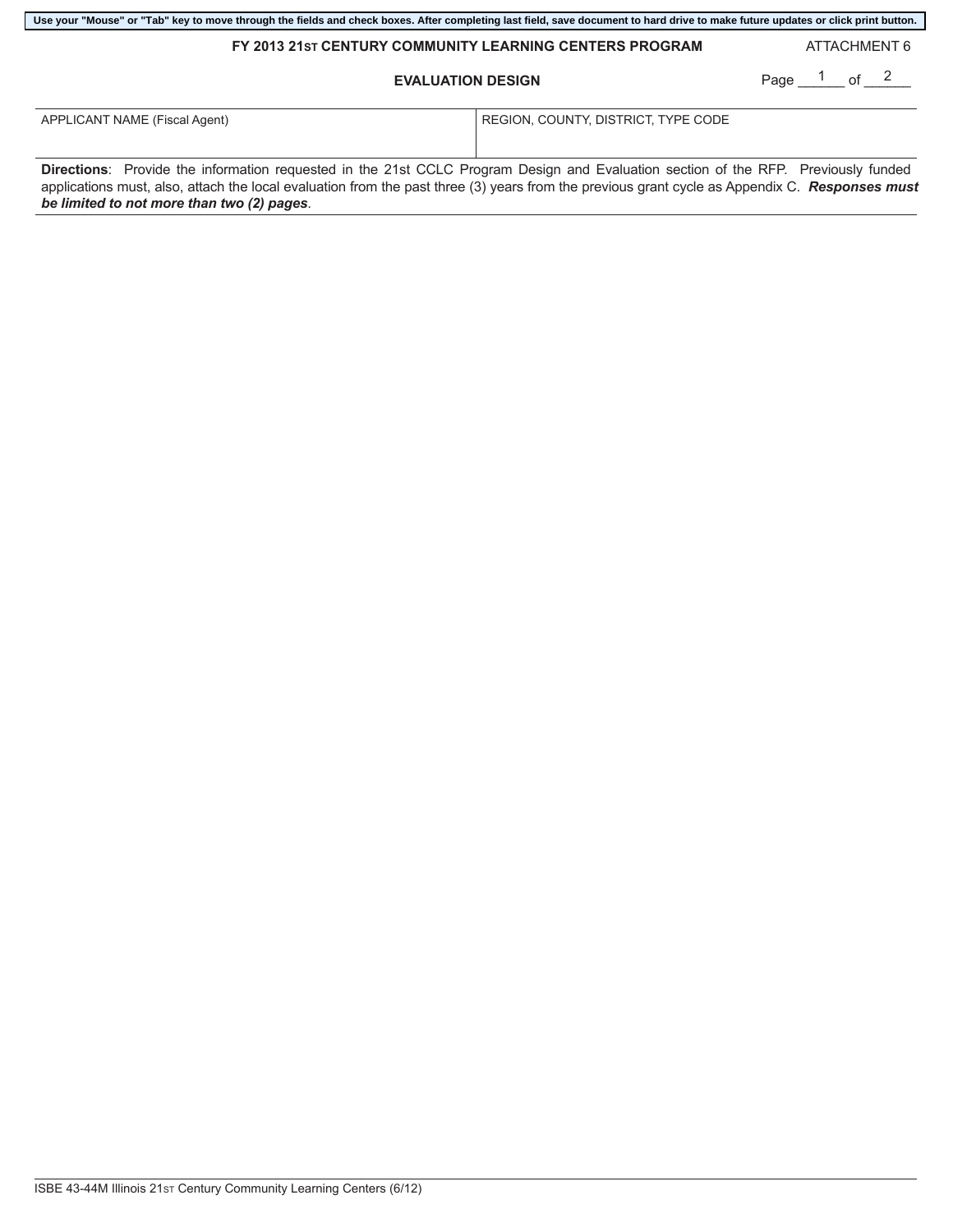Use your "Mouse" or "Tab" key to move through the fields and check boxes. After completing last field, save document to hard drive to make future updates or click print button.

**FY 2013 21ST CENTURY COMMUNITY LEARNING CENTERS PROGRAM**

ATTACHMENT 6

## EVALUATION DESIGN

Page 1 of 2

| APPLICANT NAME (Fiscal Agent) | REGION, COUNTY, DISTRICT, TYPE CODE |
| --- | --- |
| | |

**Directions**: Provide the information requested in the 21st CCLC Program Design and Evaluation section of the RFP. Previously funded applications must, also, attach the local evaluation from the past three (3) years from the previous grant cycle as Appendix C. ***Responses must be limited to not more than two (2) pages***.

ISBE 43-44M Illinois 21ST Century Community Learning Centers (6/12)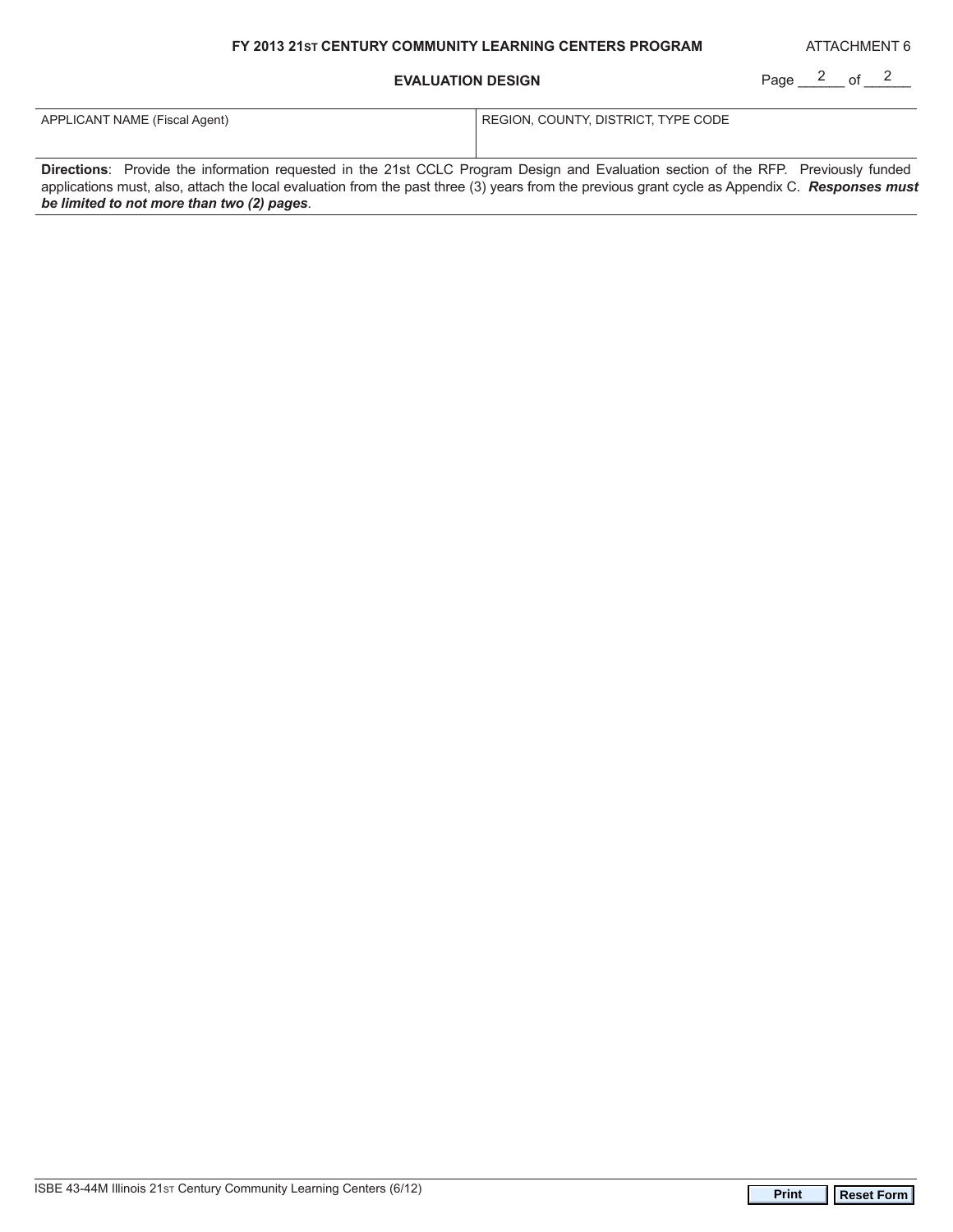**FY 2013 21ST CENTURY COMMUNITY LEARNING CENTERS PROGRAM**

ATTACHMENT 6

**EVALUATION DESIGN**

Page 2 of 2

| APPLICANT NAME (Fiscal Agent) | REGION, COUNTY, DISTRICT, TYPE CODE |
|---|---|
| | |

**Directions**: Provide the information requested in the 21st CCLC Program Design and Evaluation section of the RFP. Previously funded applications must, also, attach the local evaluation from the past three (3) years from the previous grant cycle as Appendix C. ***Responses must be limited to not more than two (2) pages***.

ISBE 43-44M Illinois 21ST Century Community Learning Centers (6/12)

Print | Reset Form